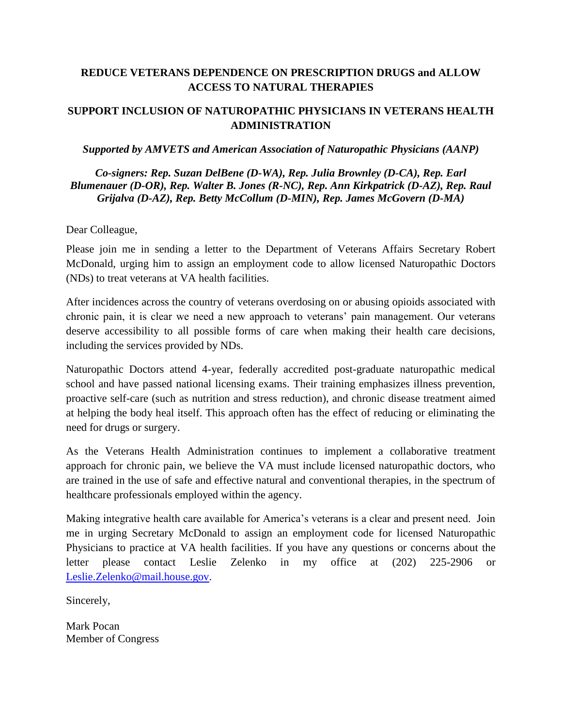## REDUCE VETERANS DEPENDENCE ON PRESCRIPTION DRUGS and ALLOW ACCESS TO NATURAL THERAPIES

## SUPPORT INCLUSION OF NATUROPATHIC PHYSICIANS IN VETERANS HEALTH ADMINISTRATION

***Supported by AMVETS and American Association of Naturopathic Physicians (AANP)***

***Co-signers: Rep. Suzan DelBene (D-WA), Rep. Julia Brownley (D-CA), Rep. Earl Blumenauer (D-OR), Rep. Walter B. Jones (R-NC), Rep. Ann Kirkpatrick (D-AZ), Rep. Raul Grijalva (D-AZ), Rep. Betty McCollum (D-MIN), Rep. James McGovern (D-MA)***

Dear Colleague,

Please join me in sending a letter to the Department of Veterans Affairs Secretary Robert McDonald, urging him to assign an employment code to allow licensed Naturopathic Doctors (NDs) to treat veterans at VA health facilities.

After incidences across the country of veterans overdosing on or abusing opioids associated with chronic pain, it is clear we need a new approach to veterans' pain management. Our veterans deserve accessibility to all possible forms of care when making their health care decisions, including the services provided by NDs.

Naturopathic Doctors attend 4-year, federally accredited post-graduate naturopathic medical school and have passed national licensing exams. Their training emphasizes illness prevention, proactive self-care (such as nutrition and stress reduction), and chronic disease treatment aimed at helping the body heal itself. This approach often has the effect of reducing or eliminating the need for drugs or surgery.

As the Veterans Health Administration continues to implement a collaborative treatment approach for chronic pain, we believe the VA must include licensed naturopathic doctors, who are trained in the use of safe and effective natural and conventional therapies, in the spectrum of healthcare professionals employed within the agency.

Making integrative health care available for America's veterans is a clear and present need. Join me in urging Secretary McDonald to assign an employment code for licensed Naturopathic Physicians to practice at VA health facilities. If you have any questions or concerns about the letter please contact Leslie Zelenko in my office at (202) 225-2906 or Leslie.Zelenko@mail.house.gov.

Sincerely,

Mark Pocan
Member of Congress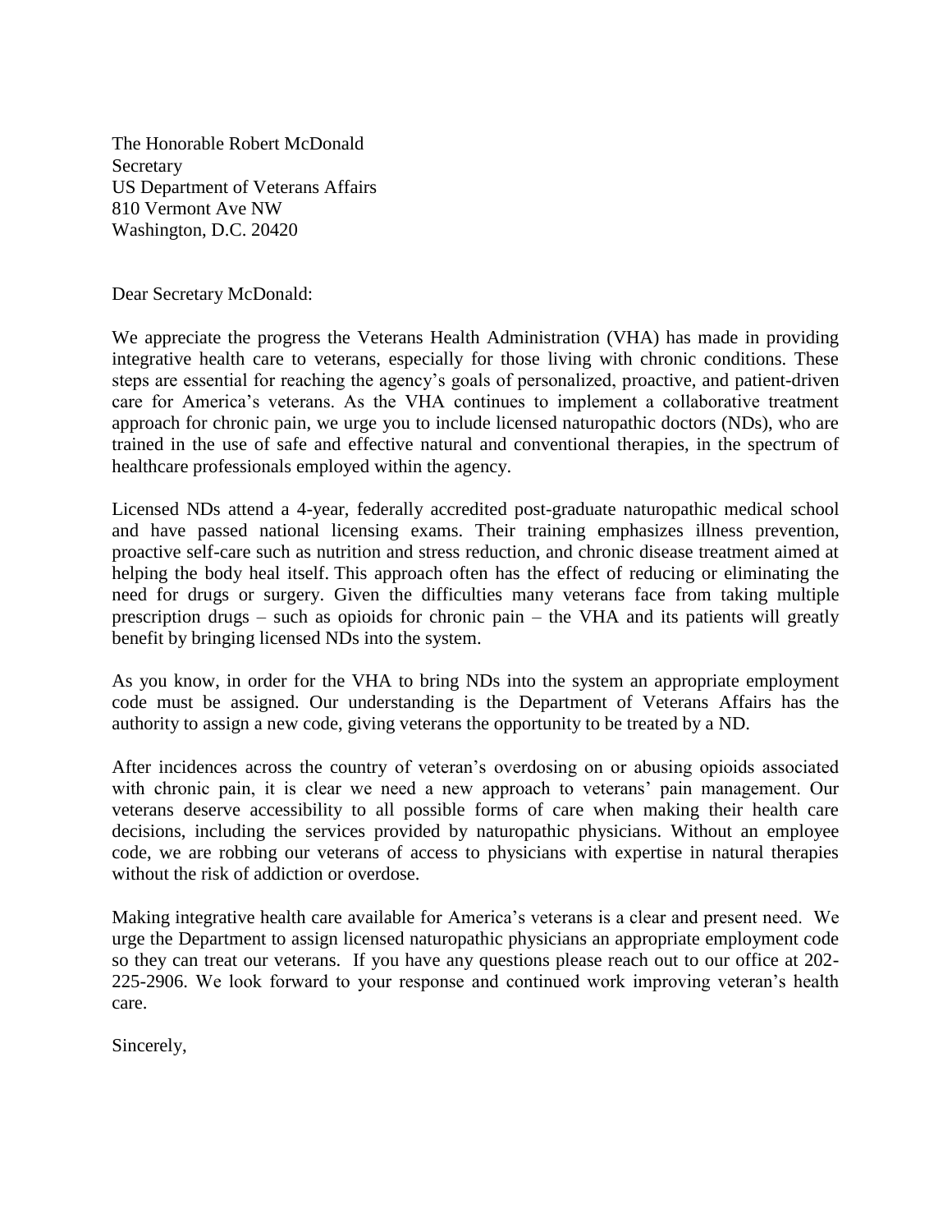The Honorable Robert McDonald
Secretary
US Department of Veterans Affairs
810 Vermont Ave NW
Washington, D.C. 20420

Dear Secretary McDonald:

We appreciate the progress the Veterans Health Administration (VHA) has made in providing integrative health care to veterans, especially for those living with chronic conditions. These steps are essential for reaching the agency's goals of personalized, proactive, and patient-driven care for America's veterans. As the VHA continues to implement a collaborative treatment approach for chronic pain, we urge you to include licensed naturopathic doctors (NDs), who are trained in the use of safe and effective natural and conventional therapies, in the spectrum of healthcare professionals employed within the agency.

Licensed NDs attend a 4-year, federally accredited post-graduate naturopathic medical school and have passed national licensing exams. Their training emphasizes illness prevention, proactive self-care such as nutrition and stress reduction, and chronic disease treatment aimed at helping the body heal itself. This approach often has the effect of reducing or eliminating the need for drugs or surgery. Given the difficulties many veterans face from taking multiple prescription drugs – such as opioids for chronic pain – the VHA and its patients will greatly benefit by bringing licensed NDs into the system.

As you know, in order for the VHA to bring NDs into the system an appropriate employment code must be assigned. Our understanding is the Department of Veterans Affairs has the authority to assign a new code, giving veterans the opportunity to be treated by a ND.

After incidences across the country of veteran's overdosing on or abusing opioids associated with chronic pain, it is clear we need a new approach to veterans' pain management. Our veterans deserve accessibility to all possible forms of care when making their health care decisions, including the services provided by naturopathic physicians. Without an employee code, we are robbing our veterans of access to physicians with expertise in natural therapies without the risk of addiction or overdose.

Making integrative health care available for America's veterans is a clear and present need. We urge the Department to assign licensed naturopathic physicians an appropriate employment code so they can treat our veterans. If you have any questions please reach out to our office at 202-225-2906. We look forward to your response and continued work improving veteran's health care.

Sincerely,